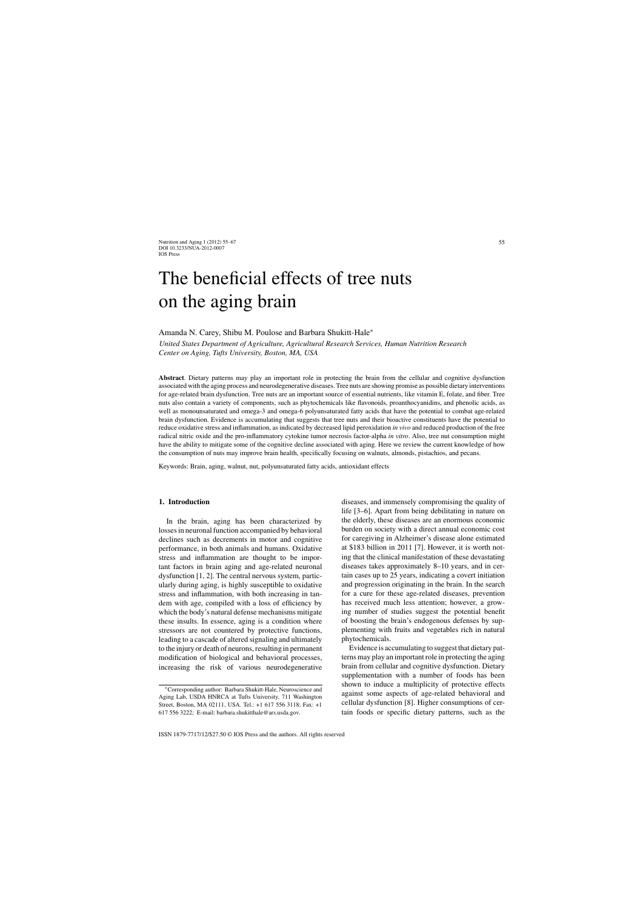# The beneficial effects of tree nuts on the aging brain

Amanda N. Carey, Shibu M. Poulose and Barbara Shukitt-Hale*

*United States Department of Agriculture, Agricultural Research Services, Human Nutrition Research Center on Aging, Tufts University, Boston, MA, USA*

**Abstract**. Dietary patterns may play an important role in protecting the brain from the cellular and cognitive dysfunction associated with the aging process and neurodegenerative diseases. Tree nuts are showing promise as possible dietary interventions for age-related brain dysfunction. Tree nuts are an important source of essential nutrients, like vitamin E, folate, and fiber. Tree nuts also contain a variety of components, such as phytochemicals like flavonoids, proanthocyanidins, and phenolic acids, as well as monounsaturated and omega-3 and omega-6 polyunsaturated fatty acids that have the potential to combat age-related brain dysfunction. Evidence is accumulating that suggests that tree nuts and their bioactive constituents have the potential to reduce oxidative stress and inflammation, as indicated by decreased lipid peroxidation *in vivo* and reduced production of the free radical nitric oxide and the pro-inflammatory cytokine tumor necrosis factor-alpha *in vitro*. Also, tree nut consumption might have the ability to mitigate some of the cognitive decline associated with aging. Here we review the current knowledge of how the consumption of nuts may improve brain health, specifically focusing on walnuts, almonds, pistachios, and pecans.

Keywords: Brain, aging, walnut, nut, polyunsaturated fatty acids, antioxidant effects

## 1. Introduction

In the brain, aging has been characterized by losses in neuronal function accompanied by behavioral declines such as decrements in motor and cognitive performance, in both animals and humans. Oxidative stress and inflammation are thought to be important factors in brain aging and age-related neuronal dysfunction [1, 2]. The central nervous system, particularly during aging, is highly susceptible to oxidative stress and inflammation, with both increasing in tandem with age, compiled with a loss of efficiency by which the body's natural defense mechanisms mitigate these insults. In essence, aging is a condition where stressors are not countered by protective functions, leading to a cascade of altered signaling and ultimately to the injury or death of neurons, resulting in permanent modification of biological and behavioral processes, increasing the risk of various neurodegenerative diseases, and immensely compromising the quality of life [3–6]. Apart from being debilitating in nature on the elderly, these diseases are an enormous economic burden on society with a direct annual economic cost for caregiving in Alzheimer's disease alone estimated at $183 billion in 2011 [7]. However, it is worth noting that the clinical manifestation of these devastating diseases takes approximately 8–10 years, and in certain cases up to 25 years, indicating a covert initiation and progression originating in the brain. In the search for a cure for these age-related diseases, prevention has received much less attention; however, a growing number of studies suggest the potential benefit of boosting the brain's endogenous defenses by supplementing with fruits and vegetables rich in natural phytochemicals.

Evidence is accumulating to suggest that dietary patterns may play an important role in protecting the aging brain from cellular and cognitive dysfunction. Dietary supplementation with a number of foods has been shown to induce a multiplicity of protective effects against some aspects of age-related behavioral and cellular dysfunction [8]. Higher consumptions of certain foods or specific dietary patterns, such as the

*Corresponding author: Barbara Shukitt-Hale, Neuroscience and Aging Lab, USDA HNRCA at Tufts University, 711 Washington Street, Boston, MA 02111, USA. Tel.: +1 617 556 3118; Fax: +1 617 556 3222; E-mail: barbara.shukitthale@ars.usda.gov.

ISSN 1879-7717/12/$27.50 © IOS Press and the authors. All rights reserved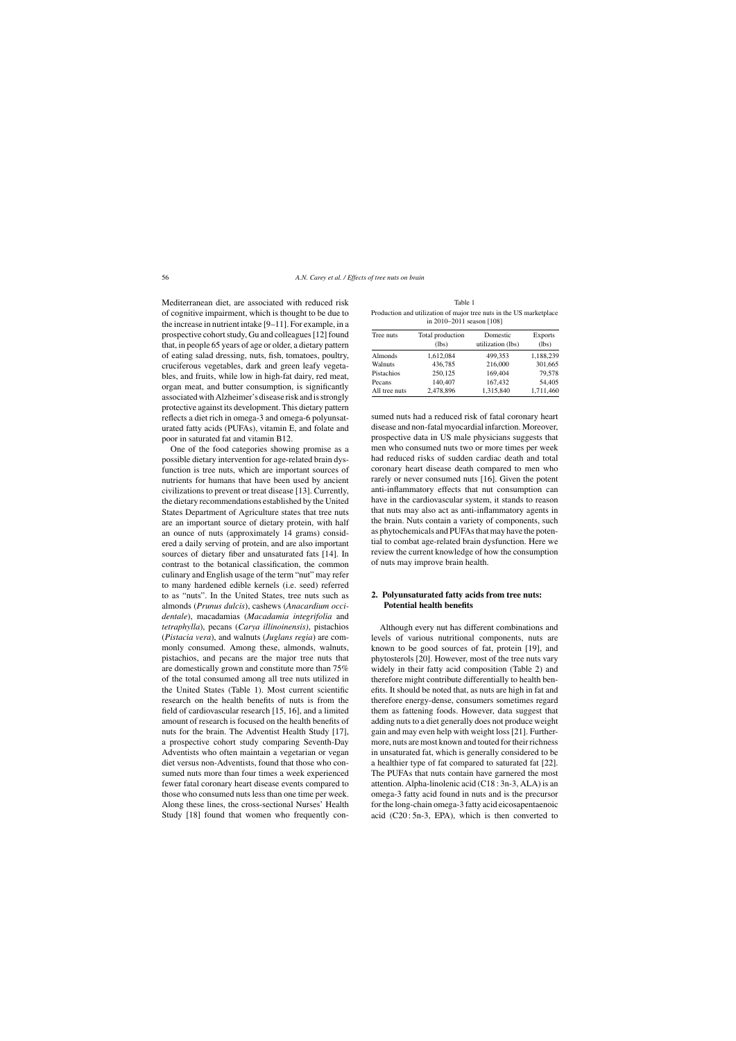Mediterranean diet, are associated with reduced risk of cognitive impairment, which is thought to be due to the increase in nutrient intake [9–11]. For example, in a prospective cohort study, Gu and colleagues [12] found that, in people 65 years of age or older, a dietary pattern of eating salad dressing, nuts, fish, tomatoes, poultry, cruciferous vegetables, dark and green leafy vegetables, and fruits, while low in high-fat dairy, red meat, organ meat, and butter consumption, is significantly associated with Alzheimer's disease risk and is strongly protective against its development. This dietary pattern reflects a diet rich in omega-3 and omega-6 polyunsaturated fatty acids (PUFAs), vitamin E, and folate and poor in saturated fat and vitamin B12.

One of the food categories showing promise as a possible dietary intervention for age-related brain dysfunction is tree nuts, which are important sources of nutrients for humans that have been used by ancient civilizations to prevent or treat disease [13]. Currently, the dietary recommendations established by the United States Department of Agriculture states that tree nuts are an important source of dietary protein, with half an ounce of nuts (approximately 14 grams) considered a daily serving of protein, and are also important sources of dietary fiber and unsaturated fats [14]. In contrast to the botanical classification, the common culinary and English usage of the term "nut" may refer to many hardened edible kernels (i.e. seed) referred to as "nuts". In the United States, tree nuts such as almonds (*Prunus dulcis*), cashews (*Anacardium occidentale*), macadamias (*Macadamia integrifolia* and *tetraphylla*), pecans (*Carya illinoinensis)*, pistachios (*Pistacia vera*), and walnuts (*Juglans regia*) are commonly consumed. Among these, almonds, walnuts, pistachios, and pecans are the major tree nuts that are domestically grown and constitute more than 75% of the total consumed among all tree nuts utilized in the United States (Table 1). Most current scientific research on the health benefits of nuts is from the field of cardiovascular research [15, 16], and a limited amount of research is focused on the health benefits of nuts for the brain. The Adventist Health Study [17], a prospective cohort study comparing Seventh-Day Adventists who often maintain a vegetarian or vegan diet versus non-Adventists, found that those who consumed nuts more than four times a week experienced fewer fatal coronary heart disease events compared to those who consumed nuts less than one time per week. Along these lines, the cross-sectional Nurses' Health Study [18] found that women who frequently consumed nuts had a reduced risk of fatal coronary heart disease and non-fatal myocardial infarction. Moreover, prospective data in US male physicians suggests that men who consumed nuts two or more times per week had reduced risks of sudden cardiac death and total coronary heart disease death compared to men who rarely or never consumed nuts [16]. Given the potent anti-inflammatory effects that nut consumption can have in the cardiovascular system, it stands to reason that nuts may also act as anti-inflammatory agents in the brain. Nuts contain a variety of components, such as phytochemicals and PUFAs that may have the potential to combat age-related brain dysfunction. Here we review the current knowledge of how the consumption of nuts may improve brain health.

Table 1
Production and utilization of major tree nuts in the US marketplace in 2010–2011 season [108]

| Tree nuts | Total production (lbs) | Domestic utilization (lbs) | Exports (lbs) |
|---|---|---|---|
| Almonds | 1,612,084 | 499,353 | 1,188,239 |
| Walnuts | 436,785 | 216,000 | 301,665 |
| Pistachios | 250,125 | 169,404 | 79,578 |
| Pecans | 140,407 | 167,432 | 54,405 |
| All tree nuts | 2,478,896 | 1,315,840 | 1,711,460 |

## 2. Polyunsaturated fatty acids from tree nuts: Potential health benefits

Although every nut has different combinations and levels of various nutritional components, nuts are known to be good sources of fat, protein [19], and phytosterols [20]. However, most of the tree nuts vary widely in their fatty acid composition (Table 2) and therefore might contribute differentially to health benefits. It should be noted that, as nuts are high in fat and therefore energy-dense, consumers sometimes regard them as fattening foods. However, data suggest that adding nuts to a diet generally does not produce weight gain and may even help with weight loss [21]. Furthermore, nuts are most known and touted for their richness in unsaturated fat, which is generally considered to be a healthier type of fat compared to saturated fat [22]. The PUFAs that nuts contain have garnered the most attention. Alpha-linolenic acid (C18 : 3n-3, ALA) is an omega-3 fatty acid found in nuts and is the precursor for the long-chain omega-3 fatty acid eicosapentaenoic acid (C20 : 5n-3, EPA), which is then converted to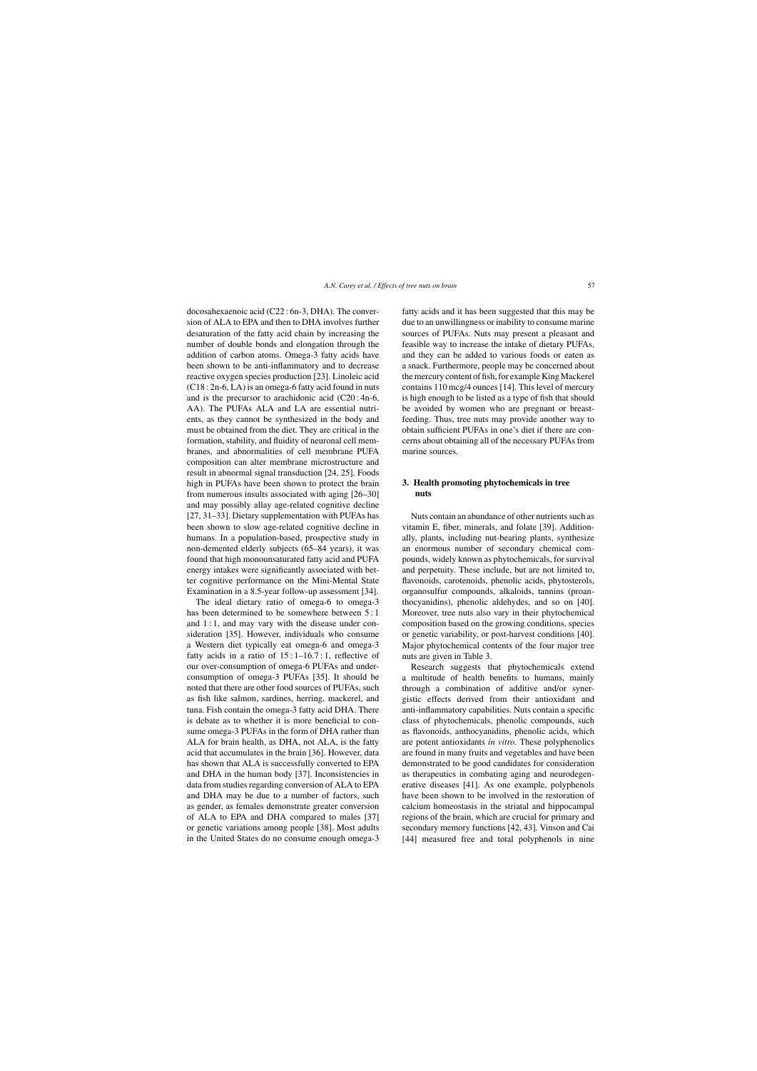docosahexaenoic acid (C22 : 6n-3, DHA). The conversion of ALA to EPA and then to DHA involves further desaturation of the fatty acid chain by increasing the number of double bonds and elongation through the addition of carbon atoms. Omega-3 fatty acids have been shown to be anti-inflammatory and to decrease reactive oxygen species production [23]. Linoleic acid (C18 : 2n-6, LA) is an omega-6 fatty acid found in nuts and is the precursor to arachidonic acid (C20 : 4n-6, AA). The PUFAs ALA and LA are essential nutrients, as they cannot be synthesized in the body and must be obtained from the diet. They are critical in the formation, stability, and fluidity of neuronal cell membranes, and abnormalities of cell membrane PUFA composition can alter membrane microstructure and result in abnormal signal transduction [24, 25]. Foods high in PUFAs have been shown to protect the brain from numerous insults associated with aging [26–30] and may possibly allay age-related cognitive decline [27, 31–33]. Dietary supplementation with PUFAs has been shown to slow age-related cognitive decline in humans. In a population-based, prospective study in non-demented elderly subjects (65–84 years), it was found that high monounsaturated fatty acid and PUFA energy intakes were significantly associated with better cognitive performance on the Mini-Mental State Examination in a 8.5-year follow-up assessment [34].

The ideal dietary ratio of omega-6 to omega-3 has been determined to be somewhere between 5 : 1 and 1 : 1, and may vary with the disease under consideration [35]. However, individuals who consume a Western diet typically eat omega-6 and omega-3 fatty acids in a ratio of 15 : 1–16.7 : 1, reflective of our over-consumption of omega-6 PUFAs and under-consumption of omega-3 PUFAs [35]. It should be noted that there are other food sources of PUFAs, such as fish like salmon, sardines, herring, mackerel, and tuna. Fish contain the omega-3 fatty acid DHA. There is debate as to whether it is more beneficial to consume omega-3 PUFAs in the form of DHA rather than ALA for brain health, as DHA, not ALA, is the fatty acid that accumulates in the brain [36]. However, data has shown that ALA is successfully converted to EPA and DHA in the human body [37]. Inconsistencies in data from studies regarding conversion of ALA to EPA and DHA may be due to a number of factors, such as gender, as females demonstrate greater conversion of ALA to EPA and DHA compared to males [37] or genetic variations among people [38]. Most adults in the United States do no consume enough omega-3 fatty acids and it has been suggested that this may be due to an unwillingness or inability to consume marine sources of PUFAs. Nuts may present a pleasant and feasible way to increase the intake of dietary PUFAs, and they can be added to various foods or eaten as a snack. Furthermore, people may be concerned about the mercury content of fish, for example King Mackerel contains 110 mcg/4 ounces [14]. This level of mercury is high enough to be listed as a type of fish that should be avoided by women who are pregnant or breast-feeding. Thus, tree nuts may provide another way to obtain sufficient PUFAs in one's diet if there are concerns about obtaining all of the necessary PUFAs from marine sources.

## 3. Health promoting phytochemicals in tree nuts

Nuts contain an abundance of other nutrients such as vitamin E, fiber, minerals, and folate [39]. Additionally, plants, including nut-bearing plants, synthesize an enormous number of secondary chemical compounds, widely known as phytochemicals, for survival and perpetuity. These include, but are not limited to, flavonoids, carotenoids, phenolic acids, phytosterols, organosulfur compounds, alkaloids, tannins (proanthocyanidins), phenolic aldehydes, and so on [40]. Moreover, tree nuts also vary in their phytochemical composition based on the growing conditions, species or genetic variability, or post-harvest conditions [40]. Major phytochemical contents of the four major tree nuts are given in Table 3.

Research suggests that phytochemicals extend a multitude of health benefits to humans, mainly through a combination of additive and/or synergistic effects derived from their antioxidant and anti-inflammatory capabilities. Nuts contain a specific class of phytochemicals, phenolic compounds, such as flavonoids, anthocyanidins, phenolic acids, which are potent antioxidants *in vitro*. These polyphenolics are found in many fruits and vegetables and have been demonstrated to be good candidates for consideration as therapeutics in combating aging and neurodegenerative diseases [41]. As one example, polyphenols have been shown to be involved in the restoration of calcium homeostasis in the striatal and hippocampal regions of the brain, which are crucial for primary and secondary memory functions [42, 43]. Vinson and Cai [44] measured free and total polyphenols in nine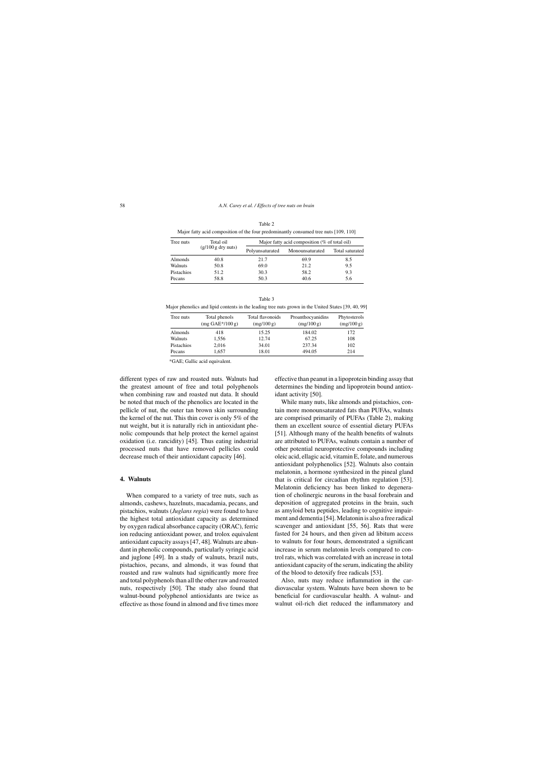Table 2

Major fatty acid composition of the four predominantly consumed tree nuts [109, 110]

| Tree nuts | Total oil (g/100 g dry nuts) | Major fatty acid composition (% of total oil) | | |
|---|---|---|---|---|
| | | Polyunsaturated | Monounsaturated | Total saturated |
| Almonds | 40.8 | 21.7 | 69.9 | 8.5 |
| Walnuts | 50.8 | 69.0 | 21.2 | 9.5 |
| Pistachios | 51.2 | 30.3 | 58.2 | 9.3 |
| Pecans | 58.8 | 50.3 | 40.6 | 5.6 |

Table 3

Major phenolics and lipid contents in the leading tree nuts grown in the United States [39, 40, 99]

| Tree nuts | Total phenols (mg GAE*/100 g) | Total flavonoids (mg/100 g) | Proanthocyanidins (mg/100 g) | Phytosterols (mg/100 g) |
|---|---|---|---|---|
| Almonds | 418 | 15.25 | 184.02 | 172 |
| Walnuts | 1,556 | 12.74 | 67.25 | 108 |
| Pistachios | 2,016 | 34.01 | 237.34 | 102 |
| Pecans | 1,657 | 18.01 | 494.05 | 214 |

*GAE; Gallic acid equivalent.

different types of raw and roasted nuts. Walnuts had the greatest amount of free and total polyphenols when combining raw and roasted nut data. It should be noted that much of the phenolics are located in the pellicle of nut, the outer tan brown skin surrounding the kernel of the nut. This thin cover is only 5% of the nut weight, but it is naturally rich in antioxidant phenolic compounds that help protect the kernel against oxidation (i.e. rancidity) [45]. Thus eating industrial processed nuts that have removed pellicles could decrease much of their antioxidant capacity [46].

## 4. Walnuts

When compared to a variety of tree nuts, such as almonds, cashews, hazelnuts, macadamia, pecans, and pistachios, walnuts (*Juglans regia*) were found to have the highest total antioxidant capacity as determined by oxygen radical absorbance capacity (ORAC), ferric ion reducing antioxidant power, and trolox equivalent antioxidant capacity assays [47, 48]. Walnuts are abundant in phenolic compounds, particularly syringic acid and juglone [49]. In a study of walnuts, brazil nuts, pistachios, pecans, and almonds, it was found that roasted and raw walnuts had significantly more free and total polyphenols than all the other raw and roasted nuts, respectively [50]. The study also found that walnut-bound polyphenol antioxidants are twice as effective as those found in almond and five times more effective than peanut in a lipoprotein binding assay that determines the binding and lipoprotein bound antioxidant activity [50].

While many nuts, like almonds and pistachios, contain more monounsaturated fats than PUFAs, walnuts are comprised primarily of PUFAs (Table 2), making them an excellent source of essential dietary PUFAs [51]. Although many of the health benefits of walnuts are attributed to PUFAs, walnuts contain a number of other potential neuroprotective compounds including oleic acid, ellagic acid, vitamin E, folate, and numerous antioxidant polyphenolics [52]. Walnuts also contain melatonin, a hormone synthesized in the pineal gland that is critical for circadian rhythm regulation [53]. Melatonin deficiency has been linked to degeneration of cholinergic neurons in the basal forebrain and deposition of aggregated proteins in the brain, such as amyloid beta peptides, leading to cognitive impairment and dementia [54]. Melatonin is also a free radical scavenger and antioxidant [55, 56]. Rats that were fasted for 24 hours, and then given ad libitum access to walnuts for four hours, demonstrated a significant increase in serum melatonin levels compared to control rats, which was correlated with an increase in total antioxidant capacity of the serum, indicating the ability of the blood to detoxify free radicals [53].

Also, nuts may reduce inflammation in the cardiovascular system. Walnuts have been shown to be beneficial for cardiovascular health. A walnut- and walnut oil-rich diet reduced the inflammatory and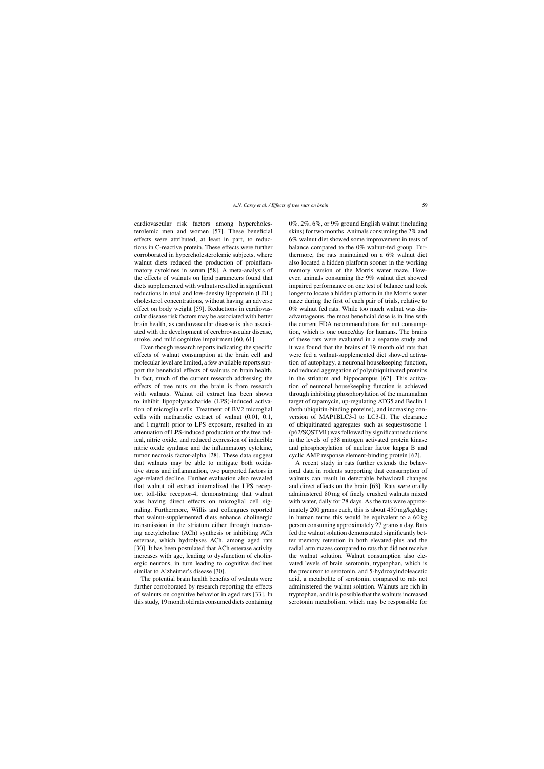cardiovascular risk factors among hypercholesterolemic men and women [57]. These beneficial effects were attributed, at least in part, to reductions in C-reactive protein. These effects were further corroborated in hypercholesterolemic subjects, where walnut diets reduced the production of proinflammatory cytokines in serum [58]. A meta-analysis of the effects of walnuts on lipid parameters found that diets supplemented with walnuts resulted in significant reductions in total and low-density lipoprotein (LDL) cholesterol concentrations, without having an adverse effect on body weight [59]. Reductions in cardiovascular disease risk factors may be associated with better brain health, as cardiovascular disease is also associated with the development of cerebrovascular disease, stroke, and mild cognitive impairment [60, 61].

Even though research reports indicating the specific effects of walnut consumption at the brain cell and molecular level are limited, a few available reports support the beneficial effects of walnuts on brain health. In fact, much of the current research addressing the effects of tree nuts on the brain is from research with walnuts. Walnut oil extract has been shown to inhibit lipopolysaccharide (LPS)-induced activation of microglia cells. Treatment of BV2 microglial cells with methanolic extract of walnut (0.01, 0.1, and 1 mg/ml) prior to LPS exposure, resulted in an attenuation of LPS-induced production of the free radical, nitric oxide, and reduced expression of inducible nitric oxide synthase and the inflammatory cytokine, tumor necrosis factor-alpha [28]. These data suggest that walnuts may be able to mitigate both oxidative stress and inflammation, two purported factors in age-related decline. Further evaluation also revealed that walnut oil extract internalized the LPS receptor, toll-like receptor-4, demonstrating that walnut was having direct effects on microglial cell signaling. Furthermore, Willis and colleagues reported that walnut-supplemented diets enhance cholinergic transmission in the striatum either through increasing acetylcholine (ACh) synthesis or inhibiting ACh esterase, which hydrolyses ACh, among aged rats [30]. It has been postulated that ACh esterase activity increases with age, leading to dysfunction of cholinergic neurons, in turn leading to cognitive declines similar to Alzheimer's disease [30].

The potential brain health benefits of walnuts were further corroborated by research reporting the effects of walnuts on cognitive behavior in aged rats [33]. In this study, 19 month old rats consumed diets containing 0%, 2%, 6%, or 9% ground English walnut (including skins) for two months. Animals consuming the 2% and 6% walnut diet showed some improvement in tests of balance compared to the 0% walnut-fed group. Furthermore, the rats maintained on a 6% walnut diet also located a hidden platform sooner in the working memory version of the Morris water maze. However, animals consuming the 9% walnut diet showed impaired performance on one test of balance and took longer to locate a hidden platform in the Morris water maze during the first of each pair of trials, relative to 0% walnut fed rats. While too much walnut was disadvantageous, the most beneficial dose is in line with the current FDA recommendations for nut consumption, which is one ounce/day for humans. The brains of these rats were evaluated in a separate study and it was found that the brains of 19 month old rats that were fed a walnut-supplemented diet showed activation of autophagy, a neuronal housekeeping function, and reduced aggregation of polyubiquitinated proteins in the striatum and hippocampus [62]. This activation of neuronal housekeeping function is achieved through inhibiting phosphorylation of the mammalian target of rapamycin, up-regulating ATG5 and Beclin 1 (both ubiquitin-binding proteins), and increasing conversion of MAP1BLC3-I to LC3-II. The clearance of ubiquitinated aggregates such as sequestosome 1 (p62/SQSTM1) was followed by significant reductions in the levels of p38 mitogen activated protein kinase and phosphorylation of nuclear factor kappa B and cyclic AMP response element-binding protein [62].

A recent study in rats further extends the behavioral data in rodents supporting that consumption of walnuts can result in detectable behavioral changes and direct effects on the brain [63]. Rats were orally administered 80 mg of finely crushed walnuts mixed with water, daily for 28 days. As the rats were approximately 200 grams each, this is about 450 mg/kg/day; in human terms this would be equivalent to a 60 kg person consuming approximately 27 grams a day. Rats fed the walnut solution demonstrated significantly better memory retention in both elevated-plus and the radial arm mazes compared to rats that did not receive the walnut solution. Walnut consumption also elevated levels of brain serotonin, tryptophan, which is the precursor to serotonin, and 5-hydroxyindoleacetic acid, a metabolite of serotonin, compared to rats not administered the walnut solution. Walnuts are rich in tryptophan, and it is possible that the walnuts increased serotonin metabolism, which may be responsible for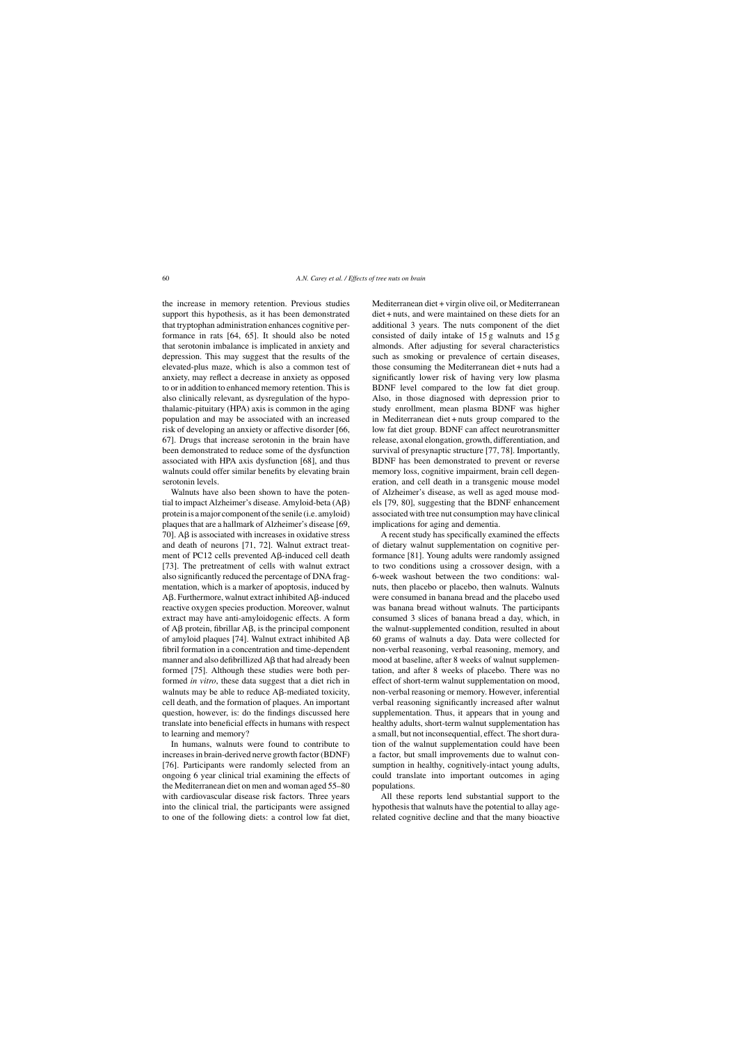the increase in memory retention. Previous studies support this hypothesis, as it has been demonstrated that tryptophan administration enhances cognitive performance in rats [64, 65]. It should also be noted that serotonin imbalance is implicated in anxiety and depression. This may suggest that the results of the elevated-plus maze, which is also a common test of anxiety, may reflect a decrease in anxiety as opposed to or in addition to enhanced memory retention. This is also clinically relevant, as dysregulation of the hypothalamic-pituitary (HPA) axis is common in the aging population and may be associated with an increased risk of developing an anxiety or affective disorder [66, 67]. Drugs that increase serotonin in the brain have been demonstrated to reduce some of the dysfunction associated with HPA axis dysfunction [68], and thus walnuts could offer similar benefits by elevating brain serotonin levels.

Walnuts have also been shown to have the potential to impact Alzheimer's disease. Amyloid-beta (Aβ) protein is a major component of the senile (i.e. amyloid) plaques that are a hallmark of Alzheimer's disease [69, 70]. Aβ is associated with increases in oxidative stress and death of neurons [71, 72]. Walnut extract treatment of PC12 cells prevented Aβ-induced cell death [73]. The pretreatment of cells with walnut extract also significantly reduced the percentage of DNA fragmentation, which is a marker of apoptosis, induced by Aβ. Furthermore, walnut extract inhibited Aβ-induced reactive oxygen species production. Moreover, walnut extract may have anti-amyloidogenic effects. A form of Aβ protein, fibrillar Aβ, is the principal component of amyloid plaques [74]. Walnut extract inhibited Aβ fibril formation in a concentration and time-dependent manner and also defibrillized Aβ that had already been formed [75]. Although these studies were both performed *in vitro*, these data suggest that a diet rich in walnuts may be able to reduce Aβ-mediated toxicity, cell death, and the formation of plaques. An important question, however, is: do the findings discussed here translate into beneficial effects in humans with respect to learning and memory?

In humans, walnuts were found to contribute to increases in brain-derived nerve growth factor (BDNF) [76]. Participants were randomly selected from an ongoing 6 year clinical trial examining the effects of the Mediterranean diet on men and woman aged 55–80 with cardiovascular disease risk factors. Three years into the clinical trial, the participants were assigned to one of the following diets: a control low fat diet, Mediterranean diet + virgin olive oil, or Mediterranean diet + nuts, and were maintained on these diets for an additional 3 years. The nuts component of the diet consisted of daily intake of 15 g walnuts and 15 g almonds. After adjusting for several characteristics such as smoking or prevalence of certain diseases, those consuming the Mediterranean diet + nuts had a significantly lower risk of having very low plasma BDNF level compared to the low fat diet group. Also, in those diagnosed with depression prior to study enrollment, mean plasma BDNF was higher in Mediterranean diet + nuts group compared to the low fat diet group. BDNF can affect neurotransmitter release, axonal elongation, growth, differentiation, and survival of presynaptic structure [77, 78]. Importantly, BDNF has been demonstrated to prevent or reverse memory loss, cognitive impairment, brain cell degeneration, and cell death in a transgenic mouse model of Alzheimer's disease, as well as aged mouse models [79, 80], suggesting that the BDNF enhancement associated with tree nut consumption may have clinical implications for aging and dementia.

A recent study has specifically examined the effects of dietary walnut supplementation on cognitive performance [81]. Young adults were randomly assigned to two conditions using a crossover design, with a 6-week washout between the two conditions: walnuts, then placebo or placebo, then walnuts. Walnuts were consumed in banana bread and the placebo used was banana bread without walnuts. The participants consumed 3 slices of banana bread a day, which, in the walnut-supplemented condition, resulted in about 60 grams of walnuts a day. Data were collected for non-verbal reasoning, verbal reasoning, memory, and mood at baseline, after 8 weeks of walnut supplementation, and after 8 weeks of placebo. There was no effect of short-term walnut supplementation on mood, non-verbal reasoning or memory. However, inferential verbal reasoning significantly increased after walnut supplementation. Thus, it appears that in young and healthy adults, short-term walnut supplementation has a small, but not inconsequential, effect. The short duration of the walnut supplementation could have been a factor, but small improvements due to walnut consumption in healthy, cognitively-intact young adults, could translate into important outcomes in aging populations.

All these reports lend substantial support to the hypothesis that walnuts have the potential to allay age-related cognitive decline and that the many bioactive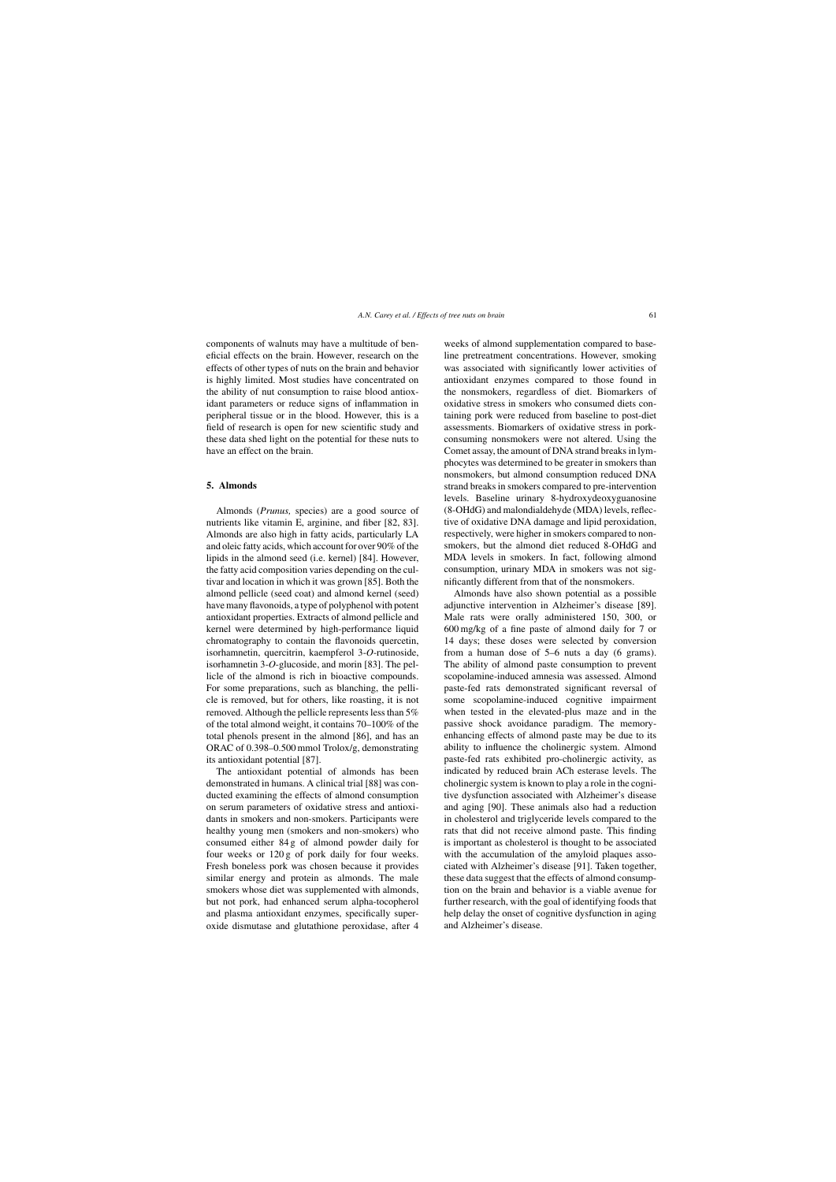components of walnuts may have a multitude of beneficial effects on the brain. However, research on the effects of other types of nuts on the brain and behavior is highly limited. Most studies have concentrated on the ability of nut consumption to raise blood antioxidant parameters or reduce signs of inflammation in peripheral tissue or in the blood. However, this is a field of research is open for new scientific study and these data shed light on the potential for these nuts to have an effect on the brain.

## 5. Almonds

Almonds (*Prunus,* species) are a good source of nutrients like vitamin E, arginine, and fiber [82, 83]. Almonds are also high in fatty acids, particularly LA and oleic fatty acids, which account for over 90% of the lipids in the almond seed (i.e. kernel) [84]. However, the fatty acid composition varies depending on the cultivar and location in which it was grown [85]. Both the almond pellicle (seed coat) and almond kernel (seed) have many flavonoids, a type of polyphenol with potent antioxidant properties. Extracts of almond pellicle and kernel were determined by high-performance liquid chromatography to contain the flavonoids quercetin, isorhamnetin, quercitrin, kaempferol 3-*O*-rutinoside, isorhamnetin 3-*O*-glucoside, and morin [83]. The pellicle of the almond is rich in bioactive compounds. For some preparations, such as blanching, the pellicle is removed, but for others, like roasting, it is not removed. Although the pellicle represents less than 5% of the total almond weight, it contains 70–100% of the total phenols present in the almond [86], and has an ORAC of 0.398–0.500 mmol Trolox/g, demonstrating its antioxidant potential [87].

The antioxidant potential of almonds has been demonstrated in humans. A clinical trial [88] was conducted examining the effects of almond consumption on serum parameters of oxidative stress and antioxidants in smokers and non-smokers. Participants were healthy young men (smokers and non-smokers) who consumed either 84 g of almond powder daily for four weeks or 120 g of pork daily for four weeks. Fresh boneless pork was chosen because it provides similar energy and protein as almonds. The male smokers whose diet was supplemented with almonds, but not pork, had enhanced serum alpha-tocopherol and plasma antioxidant enzymes, specifically superoxide dismutase and glutathione peroxidase, after 4 weeks of almond supplementation compared to baseline pretreatment concentrations. However, smoking was associated with significantly lower activities of antioxidant enzymes compared to those found in the nonsmokers, regardless of diet. Biomarkers of oxidative stress in smokers who consumed diets containing pork were reduced from baseline to post-diet assessments. Biomarkers of oxidative stress in pork-consuming nonsmokers were not altered. Using the Comet assay, the amount of DNA strand breaks in lymphocytes was determined to be greater in smokers than nonsmokers, but almond consumption reduced DNA strand breaks in smokers compared to pre-intervention levels. Baseline urinary 8-hydroxydeoxyguanosine (8-OHdG) and malondialdehyde (MDA) levels, reflective of oxidative DNA damage and lipid peroxidation, respectively, were higher in smokers compared to nonsmokers, but the almond diet reduced 8-OHdG and MDA levels in smokers. In fact, following almond consumption, urinary MDA in smokers was not significantly different from that of the nonsmokers.

Almonds have also shown potential as a possible adjunctive intervention in Alzheimer's disease [89]. Male rats were orally administered 150, 300, or 600 mg/kg of a fine paste of almond daily for 7 or 14 days; these doses were selected by conversion from a human dose of 5–6 nuts a day (6 grams). The ability of almond paste consumption to prevent scopolamine-induced amnesia was assessed. Almond paste-fed rats demonstrated significant reversal of some scopolamine-induced cognitive impairment when tested in the elevated-plus maze and in the passive shock avoidance paradigm. The memory-enhancing effects of almond paste may be due to its ability to influence the cholinergic system. Almond paste-fed rats exhibited pro-cholinergic activity, as indicated by reduced brain ACh esterase levels. The cholinergic system is known to play a role in the cognitive dysfunction associated with Alzheimer's disease and aging [90]. These animals also had a reduction in cholesterol and triglyceride levels compared to the rats that did not receive almond paste. This finding is important as cholesterol is thought to be associated with the accumulation of the amyloid plaques associated with Alzheimer's disease [91]. Taken together, these data suggest that the effects of almond consumption on the brain and behavior is a viable avenue for further research, with the goal of identifying foods that help delay the onset of cognitive dysfunction in aging and Alzheimer's disease.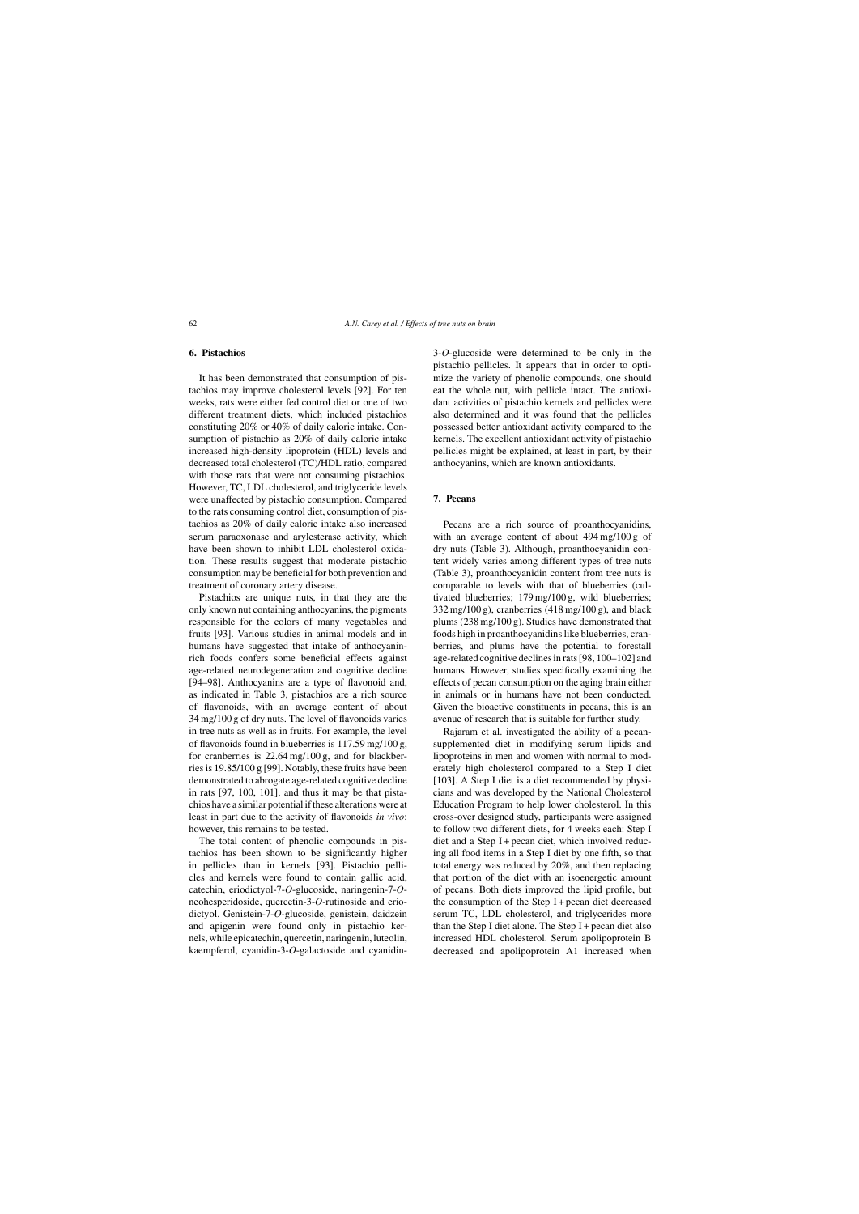## 6. Pistachios

It has been demonstrated that consumption of pistachios may improve cholesterol levels [92]. For ten weeks, rats were either fed control diet or one of two different treatment diets, which included pistachios constituting 20% or 40% of daily caloric intake. Consumption of pistachio as 20% of daily caloric intake increased high-density lipoprotein (HDL) levels and decreased total cholesterol (TC)/HDL ratio, compared with those rats that were not consuming pistachios. However, TC, LDL cholesterol, and triglyceride levels were unaffected by pistachio consumption. Compared to the rats consuming control diet, consumption of pistachios as 20% of daily caloric intake also increased serum paraoxonase and arylesterase activity, which have been shown to inhibit LDL cholesterol oxidation. These results suggest that moderate pistachio consumption may be beneficial for both prevention and treatment of coronary artery disease.

Pistachios are unique nuts, in that they are the only known nut containing anthocyanins, the pigments responsible for the colors of many vegetables and fruits [93]. Various studies in animal models and in humans have suggested that intake of anthocyanin-rich foods confers some beneficial effects against age-related neurodegeneration and cognitive decline [94–98]. Anthocyanins are a type of flavonoid and, as indicated in Table 3, pistachios are a rich source of flavonoids, with an average content of about 34 mg/100 g of dry nuts. The level of flavonoids varies in tree nuts as well as in fruits. For example, the level of flavonoids found in blueberries is 117.59 mg/100 g, for cranberries is 22.64 mg/100 g, and for blackberries is 19.85/100 g [99]. Notably, these fruits have been demonstrated to abrogate age-related cognitive decline in rats [97, 100, 101], and thus it may be that pistachios have a similar potential if these alterations were at least in part due to the activity of flavonoids *in vivo*; however, this remains to be tested.

The total content of phenolic compounds in pistachios has been shown to be significantly higher in pellicles than in kernels [93]. Pistachio pellicles and kernels were found to contain gallic acid, catechin, eriodictyol-7-*O*-glucoside, naringenin-7-*O*-neohesperidoside, quercetin-3-*O*-rutinoside and eriodictyol. Genistein-7-*O*-glucoside, genistein, daidzein and apigenin were found only in pistachio kernels, while epicatechin, quercetin, naringenin, luteolin, kaempferol, cyanidin-3-*O*-galactoside and cyanidin-3-*O*-glucoside were determined to be only in the pistachio pellicles. It appears that in order to optimize the variety of phenolic compounds, one should eat the whole nut, with pellicle intact. The antioxidant activities of pistachio kernels and pellicles were also determined and it was found that the pellicles possessed better antioxidant activity compared to the kernels. The excellent antioxidant activity of pistachio pellicles might be explained, at least in part, by their anthocyanins, which are known antioxidants.

## 7. Pecans

Pecans are a rich source of proanthocyanidins, with an average content of about 494 mg/100 g of dry nuts (Table 3). Although, proanthocyanidin content widely varies among different types of tree nuts (Table 3), proanthocyanidin content from tree nuts is comparable to levels with that of blueberries (cultivated blueberries; 179 mg/100 g, wild blueberries; 332 mg/100 g), cranberries (418 mg/100 g), and black plums (238 mg/100 g). Studies have demonstrated that foods high in proanthocyanidins like blueberries, cranberries, and plums have the potential to forestall age-related cognitive declines in rats [98, 100–102] and humans. However, studies specifically examining the effects of pecan consumption on the aging brain either in animals or in humans have not been conducted. Given the bioactive constituents in pecans, this is an avenue of research that is suitable for further study.

Rajaram et al. investigated the ability of a pecan-supplemented diet in modifying serum lipids and lipoproteins in men and women with normal to moderately high cholesterol compared to a Step I diet [103]. A Step I diet is a diet recommended by physicians and was developed by the National Cholesterol Education Program to help lower cholesterol. In this cross-over designed study, participants were assigned to follow two different diets, for 4 weeks each: Step I diet and a Step I + pecan diet, which involved reducing all food items in a Step I diet by one fifth, so that total energy was reduced by 20%, and then replacing that portion of the diet with an isoenergetic amount of pecans. Both diets improved the lipid profile, but the consumption of the Step I + pecan diet decreased serum TC, LDL cholesterol, and triglycerides more than the Step I diet alone. The Step I + pecan diet also increased HDL cholesterol. Serum apolipoprotein B decreased and apolipoprotein A1 increased when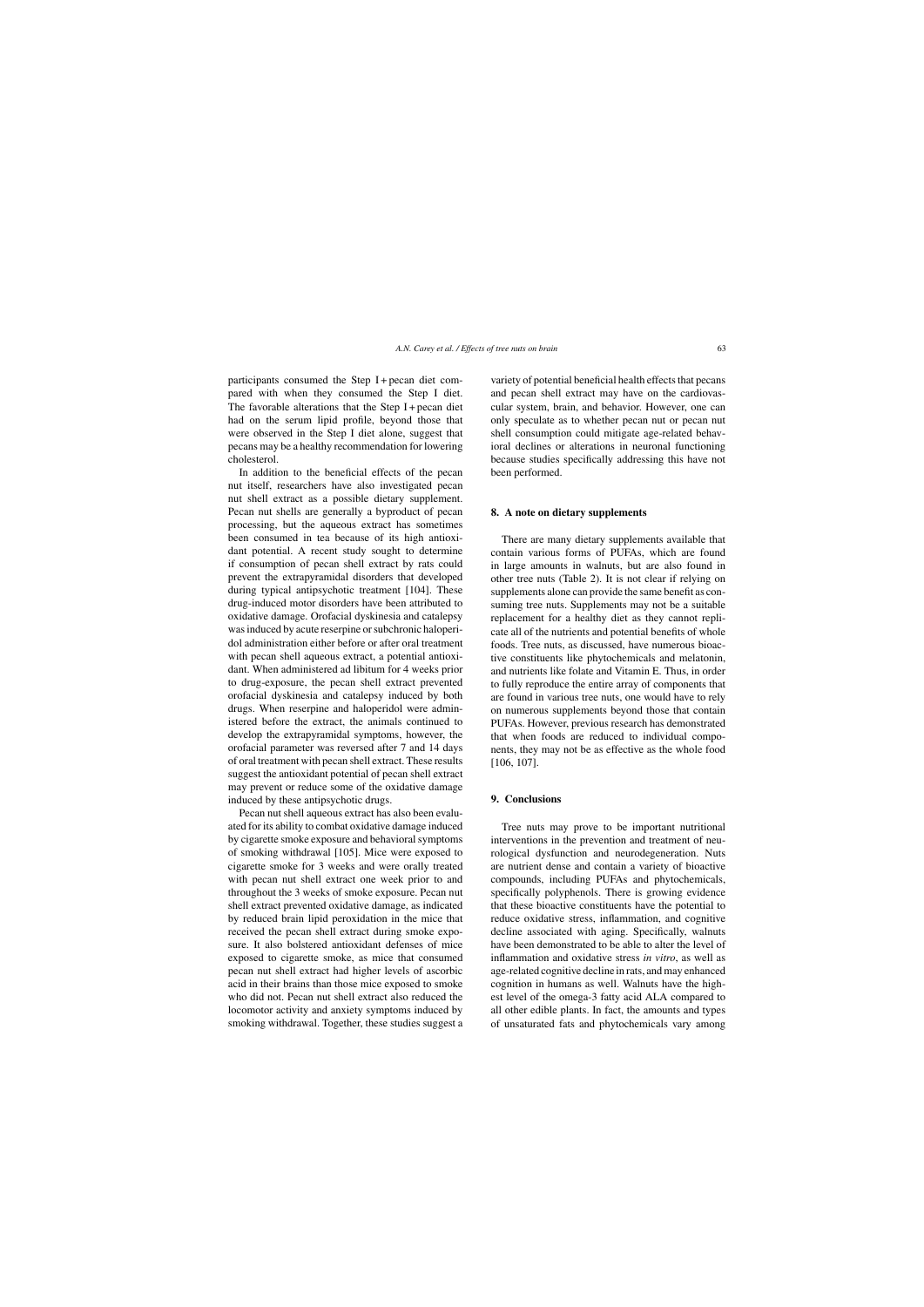participants consumed the Step I + pecan diet compared with when they consumed the Step I diet. The favorable alterations that the Step I + pecan diet had on the serum lipid profile, beyond those that were observed in the Step I diet alone, suggest that pecans may be a healthy recommendation for lowering cholesterol.

In addition to the beneficial effects of the pecan nut itself, researchers have also investigated pecan nut shell extract as a possible dietary supplement. Pecan nut shells are generally a byproduct of pecan processing, but the aqueous extract has sometimes been consumed in tea because of its high antioxidant potential. A recent study sought to determine if consumption of pecan shell extract by rats could prevent the extrapyramidal disorders that developed during typical antipsychotic treatment [104]. These drug-induced motor disorders have been attributed to oxidative damage. Orofacial dyskinesia and catalepsy was induced by acute reserpine or subchronic haloperidol administration either before or after oral treatment with pecan shell aqueous extract, a potential antioxidant. When administered ad libitum for 4 weeks prior to drug-exposure, the pecan shell extract prevented orofacial dyskinesia and catalepsy induced by both drugs. When reserpine and haloperidol were administered before the extract, the animals continued to develop the extrapyramidal symptoms, however, the orofacial parameter was reversed after 7 and 14 days of oral treatment with pecan shell extract. These results suggest the antioxidant potential of pecan shell extract may prevent or reduce some of the oxidative damage induced by these antipsychotic drugs.

Pecan nut shell aqueous extract has also been evaluated for its ability to combat oxidative damage induced by cigarette smoke exposure and behavioral symptoms of smoking withdrawal [105]. Mice were exposed to cigarette smoke for 3 weeks and were orally treated with pecan nut shell extract one week prior to and throughout the 3 weeks of smoke exposure. Pecan nut shell extract prevented oxidative damage, as indicated by reduced brain lipid peroxidation in the mice that received the pecan shell extract during smoke exposure. It also bolstered antioxidant defenses of mice exposed to cigarette smoke, as mice that consumed pecan nut shell extract had higher levels of ascorbic acid in their brains than those mice exposed to smoke who did not. Pecan nut shell extract also reduced the locomotor activity and anxiety symptoms induced by smoking withdrawal. Together, these studies suggest a variety of potential beneficial health effects that pecans and pecan shell extract may have on the cardiovascular system, brain, and behavior. However, one can only speculate as to whether pecan nut or pecan nut shell consumption could mitigate age-related behavioral declines or alterations in neuronal functioning because studies specifically addressing this have not been performed.

## 8. A note on dietary supplements

There are many dietary supplements available that contain various forms of PUFAs, which are found in large amounts in walnuts, but are also found in other tree nuts (Table 2). It is not clear if relying on supplements alone can provide the same benefit as consuming tree nuts. Supplements may not be a suitable replacement for a healthy diet as they cannot replicate all of the nutrients and potential benefits of whole foods. Tree nuts, as discussed, have numerous bioactive constituents like phytochemicals and melatonin, and nutrients like folate and Vitamin E. Thus, in order to fully reproduce the entire array of components that are found in various tree nuts, one would have to rely on numerous supplements beyond those that contain PUFAs. However, previous research has demonstrated that when foods are reduced to individual components, they may not be as effective as the whole food [106, 107].

## 9. Conclusions

Tree nuts may prove to be important nutritional interventions in the prevention and treatment of neurological dysfunction and neurodegeneration. Nuts are nutrient dense and contain a variety of bioactive compounds, including PUFAs and phytochemicals, specifically polyphenols. There is growing evidence that these bioactive constituents have the potential to reduce oxidative stress, inflammation, and cognitive decline associated with aging. Specifically, walnuts have been demonstrated to be able to alter the level of inflammation and oxidative stress *in vitro*, as well as age-related cognitive decline in rats, and may enhanced cognition in humans as well. Walnuts have the highest level of the omega-3 fatty acid ALA compared to all other edible plants. In fact, the amounts and types of unsaturated fats and phytochemicals vary among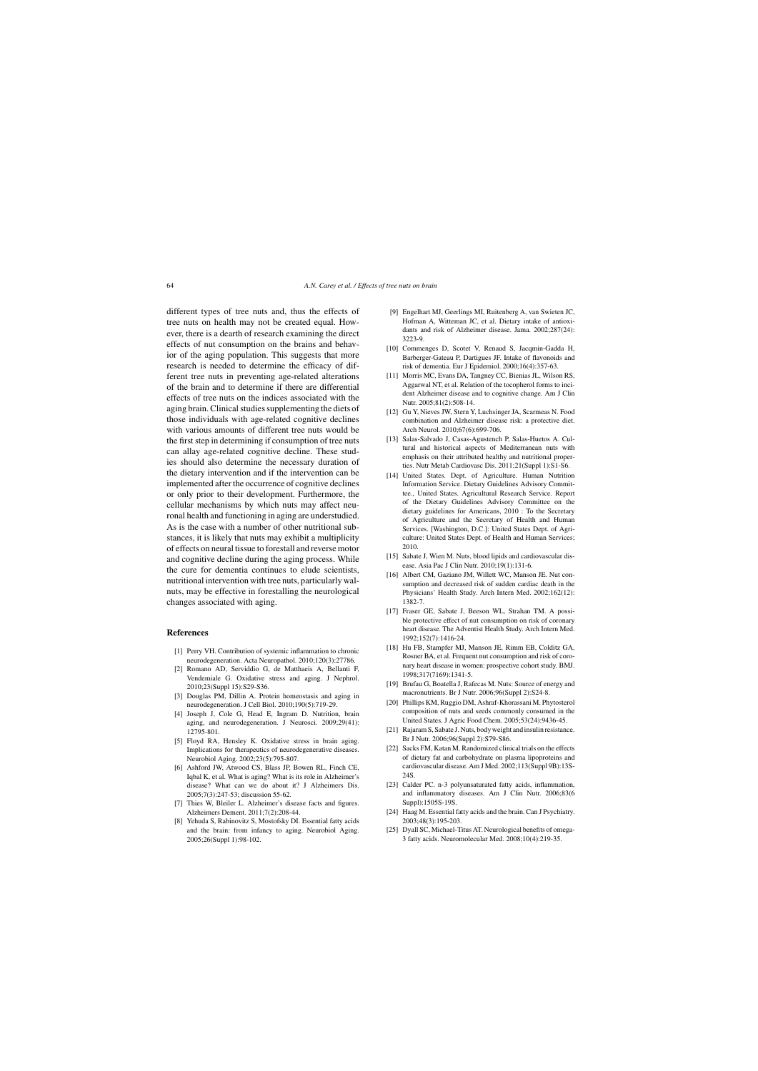different types of tree nuts and, thus the effects of tree nuts on health may not be created equal. However, there is a dearth of research examining the direct effects of nut consumption on the brains and behavior of the aging population. This suggests that more research is needed to determine the efficacy of different tree nuts in preventing age-related alterations of the brain and to determine if there are differential effects of tree nuts on the indices associated with the aging brain. Clinical studies supplementing the diets of those individuals with age-related cognitive declines with various amounts of different tree nuts would be the first step in determining if consumption of tree nuts can allay age-related cognitive decline. These studies should also determine the necessary duration of the dietary intervention and if the intervention can be implemented after the occurrence of cognitive declines or only prior to their development. Furthermore, the cellular mechanisms by which nuts may affect neuronal health and functioning in aging are understudied. As is the case with a number of other nutritional substances, it is likely that nuts may exhibit a multiplicity of effects on neural tissue to forestall and reverse motor and cognitive decline during the aging process. While the cure for dementia continues to elude scientists, nutritional intervention with tree nuts, particularly walnuts, may be effective in forestalling the neurological changes associated with aging.

## References

[1] Perry VH. Contribution of systemic inflammation to chronic neurodegeneration. Acta Neuropathol. 2010;120(3):27786.

[2] Romano AD, Serviddio G, de Matthaeis A, Bellanti F, Vendemiale G. Oxidative stress and aging. J Nephrol. 2010;23(Suppl 15):S29-S36.

[3] Douglas PM, Dillin A. Protein homeostasis and aging in neurodegeneration. J Cell Biol. 2010;190(5):719-29.

[4] Joseph J, Cole G, Head E, Ingram D. Nutrition, brain aging, and neurodegeneration. J Neurosci. 2009;29(41): 12795-801.

[5] Floyd RA, Hensley K. Oxidative stress in brain aging. Implications for therapeutics of neurodegenerative diseases. Neurobiol Aging. 2002;23(5):795-807.

[6] Ashford JW, Atwood CS, Blass JP, Bowen RL, Finch CE, Iqbal K, et al. What is aging? What is its role in Alzheimer's disease? What can we do about it? J Alzheimers Dis. 2005;7(3):247-53; discussion 55-62.

[7] Thies W, Bleiler L. Alzheimer's disease facts and figures. Alzheimers Dement. 2011;7(2):208-44.

[8] Yehuda S, Rabinovitz S, Mostofsky DI. Essential fatty acids and the brain: from infancy to aging. Neurobiol Aging. 2005;26(Suppl 1):98-102.

[9] Engelhart MJ, Geerlings MI, Ruitenberg A, van Swieten JC, Hofman A, Witteman JC, et al. Dietary intake of antioxidants and risk of Alzheimer disease. Jama. 2002;287(24): 3223-9.

[10] Commenges D, Scotet V, Renaud S, Jacqmin-Gadda H, Barberger-Gateau P, Dartigues JF. Intake of flavonoids and risk of dementia. Eur J Epidemiol. 2000;16(4):357-63.

[11] Morris MC, Evans DA, Tangney CC, Bienias JL, Wilson RS, Aggarwal NT, et al. Relation of the tocopherol forms to incident Alzheimer disease and to cognitive change. Am J Clin Nutr. 2005;81(2):508-14.

[12] Gu Y, Nieves JW, Stern Y, Luchsinger JA, Scarmeas N. Food combination and Alzheimer disease risk: a protective diet. Arch Neurol. 2010;67(6):699-706.

[13] Salas-Salvado J, Casas-Agustench P, Salas-Huetos A. Cultural and historical aspects of Mediterranean nuts with emphasis on their attributed healthy and nutritional properties. Nutr Metab Cardiovasc Dis. 2011;21(Suppl 1):S1-S6.

[14] United States. Dept. of Agriculture. Human Nutrition Information Service. Dietary Guidelines Advisory Committee., United States. Agricultural Research Service. Report of the Dietary Guidelines Advisory Committee on the dietary guidelines for Americans, 2010 : To the Secretary of Agriculture and the Secretary of Health and Human Services. [Washington, D.C.]: United States Dept. of Agriculture: United States Dept. of Health and Human Services; 2010.

[15] Sabate J, Wien M. Nuts, blood lipids and cardiovascular disease. Asia Pac J Clin Nutr. 2010;19(1):131-6.

[16] Albert CM, Gaziano JM, Willett WC, Manson JE. Nut consumption and decreased risk of sudden cardiac death in the Physicians' Health Study. Arch Intern Med. 2002;162(12): 1382-7.

[17] Fraser GE, Sabate J, Beeson WL, Strahan TM. A possible protective effect of nut consumption on risk of coronary heart disease. The Adventist Health Study. Arch Intern Med. 1992;152(7):1416-24.

[18] Hu FB, Stampfer MJ, Manson JE, Rimm EB, Colditz GA, Rosner BA, et al. Frequent nut consumption and risk of coronary heart disease in women: prospective cohort study. BMJ. 1998;317(7169):1341-5.

[19] Brufau G, Boatella J, Rafecas M. Nuts: Source of energy and macronutrients. Br J Nutr. 2006;96(Suppl 2):S24-8.

[20] Phillips KM, Ruggio DM, Ashraf-Khorassani M. Phytosterol composition of nuts and seeds commonly consumed in the United States. J Agric Food Chem. 2005;53(24):9436-45.

[21] Rajaram S, Sabate J. Nuts, body weight and insulin resistance. Br J Nutr. 2006;96(Suppl 2):S79-S86.

[22] Sacks FM, Katan M. Randomized clinical trials on the effects of dietary fat and carbohydrate on plasma lipoproteins and cardiovascular disease. Am J Med. 2002;113(Suppl 9B):13S-24S.

[23] Calder PC. n-3 polyunsaturated fatty acids, inflammation, and inflammatory diseases. Am J Clin Nutr. 2006;83(6 Suppl):1505S-19S.

[24] Haag M. Essential fatty acids and the brain. Can J Psychiatry. 2003;48(3):195-203.

[25] Dyall SC, Michael-Titus AT. Neurological benefits of omega-3 fatty acids. Neuromolecular Med. 2008;10(4):219-35.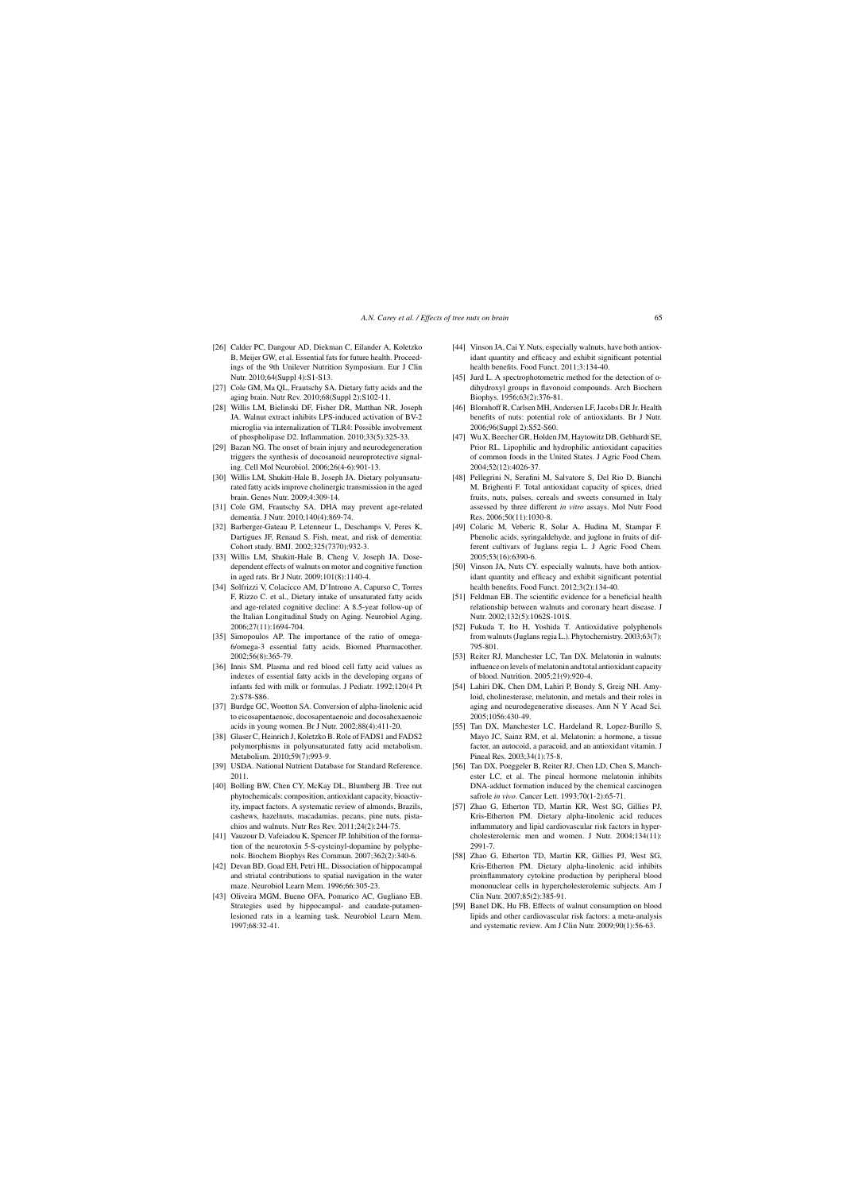[26] Calder PC, Dangour AD, Diekman C, Eilander A, Koletzko B, Meijer GW, et al. Essential fats for future health. Proceedings of the 9th Unilever Nutrition Symposium. Eur J Clin Nutr. 2010;64(Suppl 4):S1-S13.

[27] Cole GM, Ma QL, Frautschy SA. Dietary fatty acids and the aging brain. Nutr Rev. 2010;68(Suppl 2):S102-11.

[28] Willis LM, Bielinski DF, Fisher DR, Matthan NR, Joseph JA. Walnut extract inhibits LPS-induced activation of BV-2 microglia via internalization of TLR4: Possible involvement of phospholipase D2. Inflammation. 2010;33(5):325-33.

[29] Bazan NG. The onset of brain injury and neurodegeneration triggers the synthesis of docosanoid neuroprotective signaling. Cell Mol Neurobiol. 2006;26(4-6):901-13.

[30] Willis LM, Shukitt-Hale B, Joseph JA. Dietary polyunsaturated fatty acids improve cholinergic transmission in the aged brain. Genes Nutr. 2009;4:309-14.

[31] Cole GM, Frautschy SA. DHA may prevent age-related dementia. J Nutr. 2010;140(4):869-74.

[32] Barberger-Gateau P, Letenneur L, Deschamps V, Peres K, Dartigues JF, Renaud S. Fish, meat, and risk of dementia: Cohort study. BMJ. 2002;325(7370):932-3.

[33] Willis LM, Shukitt-Hale B, Cheng V, Joseph JA. Dose-dependent effects of walnuts on motor and cognitive function in aged rats. Br J Nutr. 2009;101(8):1140-4.

[34] Solfrizzi V, Colacicco AM, D'Introno A, Capurso C, Torres F, Rizzo C. et al., Dietary intake of unsaturated fatty acids and age-related cognitive decline: A 8.5-year follow-up of the Italian Longitudinal Study on Aging. Neurobiol Aging. 2006;27(11):1694-704.

[35] Simopoulos AP. The importance of the ratio of omega-6/omega-3 essential fatty acids. Biomed Pharmacother. 2002;56(8):365-79.

[36] Innis SM. Plasma and red blood cell fatty acid values as indexes of essential fatty acids in the developing organs of infants fed with milk or formulas. J Pediatr. 1992;120(4 Pt 2):S78-S86.

[37] Burdge GC, Wootton SA. Conversion of alpha-linolenic acid to eicosapentaenoic, docosapentaenoic and docosahexaenoic acids in young women. Br J Nutr. 2002;88(4):411-20.

[38] Glaser C, Heinrich J, Koletzko B. Role of FADS1 and FADS2 polymorphisms in polyunsaturated fatty acid metabolism. Metabolism. 2010;59(7):993-9.

[39] USDA. National Nutrient Database for Standard Reference. 2011.

[40] Bolling BW, Chen CY, McKay DL, Blumberg JB. Tree nut phytochemicals: composition, antioxidant capacity, bioactivity, impact factors. A systematic review of almonds, Brazils, cashews, hazelnuts, macadamias, pecans, pine nuts, pistachios and walnuts. Nutr Res Rev. 2011;24(2):244-75.

[41] Vauzour D, Vafeiadou K, Spencer JP. Inhibition of the formation of the neurotoxin 5-S-cysteinyl-dopamine by polyphenols. Biochem Biophys Res Commun. 2007;362(2):340-6.

[42] Devan BD, Goad EH, Petri HL. Dissociation of hippocampal and striatal contributions to spatial navigation in the water maze. Neurobiol Learn Mem. 1996;66:305-23.

[43] Oliveira MGM, Bueno OFA, Pomarico AC, Gugliano EB. Strategies used by hippocampal- and caudate-putamen-lesioned rats in a learning task. Neurobiol Learn Mem. 1997;68:32-41.

[44] Vinson JA, Cai Y. Nuts, especially walnuts, have both antioxidant quantity and efficacy and exhibit significant potential health benefits. Food Funct. 2011;3:134-40.

[45] Jurd L. A spectrophotometric method for the detection of o-dihydroxyl groups in flavonoid compounds. Arch Biochem Biophys. 1956;63(2):376-81.

[46] Blomhoff R, Carlsen MH, Andersen LF, Jacobs DR Jr. Health benefits of nuts: potential role of antioxidants. Br J Nutr. 2006;96(Suppl 2):S52-S60.

[47] Wu X, Beecher GR, Holden JM, Haytowitz DB, Gebhardt SE, Prior RL. Lipophilic and hydrophilic antioxidant capacities of common foods in the United States. J Agric Food Chem. 2004;52(12):4026-37.

[48] Pellegrini N, Serafini M, Salvatore S, Del Rio D, Bianchi M, Brighenti F. Total antioxidant capacity of spices, dried fruits, nuts, pulses, cereals and sweets consumed in Italy assessed by three different *in vitro* assays. Mol Nutr Food Res. 2006;50(11):1030-8.

[49] Colaric M, Veberic R, Solar A, Hudina M, Stampar F. Phenolic acids, syringaldehyde, and juglone in fruits of different cultivars of Juglans regia L. J Agric Food Chem. 2005;53(16):6390-6.

[50] Vinson JA, Nuts CY. especially walnuts, have both antioxidant quantity and efficacy and exhibit significant potential health benefits. Food Funct. 2012;3(2):134-40.

[51] Feldman EB. The scientific evidence for a beneficial health relationship between walnuts and coronary heart disease. J Nutr. 2002;132(5):1062S-101S.

[52] Fukuda T, Ito H, Yoshida T. Antioxidative polyphenols from walnuts (Juglans regia L.). Phytochemistry. 2003;63(7): 795-801.

[53] Reiter RJ, Manchester LC, Tan DX. Melatonin in walnuts: influence on levels of melatonin and total antioxidant capacity of blood. Nutrition. 2005;21(9):920-4.

[54] Lahiri DK, Chen DM, Lahiri P, Bondy S, Greig NH. Amyloid, cholinesterase, melatonin, and metals and their roles in aging and neurodegenerative diseases. Ann N Y Acad Sci. 2005;1056:430-49.

[55] Tan DX, Manchester LC, Hardeland R, Lopez-Burillo S, Mayo JC, Sainz RM, et al. Melatonin: a hormone, a tissue factor, an autocoid, a paracoid, and an antioxidant vitamin. J Pineal Res. 2003;34(1):75-8.

[56] Tan DX, Poeggeler B, Reiter RJ, Chen LD, Chen S, Manchester LC, et al. The pineal hormone melatonin inhibits DNA-adduct formation induced by the chemical carcinogen safrole *in vivo*. Cancer Lett. 1993;70(1-2):65-71.

[57] Zhao G, Etherton TD, Martin KR, West SG, Gillies PJ, Kris-Etherton PM. Dietary alpha-linolenic acid reduces inflammatory and lipid cardiovascular risk factors in hypercholesterolemic men and women. J Nutr. 2004;134(11): 2991-7.

[58] Zhao G, Etherton TD, Martin KR, Gillies PJ, West SG, Kris-Etherton PM. Dietary alpha-linolenic acid inhibits proinflammatory cytokine production by peripheral blood mononuclear cells in hypercholesterolemic subjects. Am J Clin Nutr. 2007;85(2):385-91.

[59] Banel DK, Hu FB. Effects of walnut consumption on blood lipids and other cardiovascular risk factors: a meta-analysis and systematic review. Am J Clin Nutr. 2009;90(1):56-63.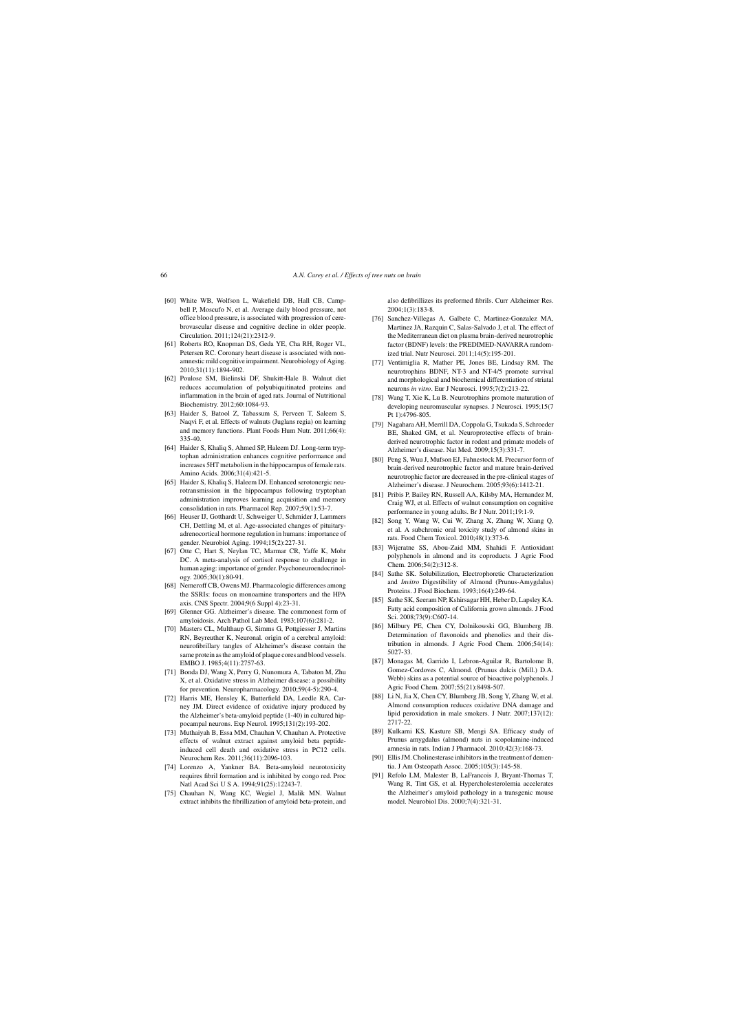[60] White WB, Wolfson L, Wakefield DB, Hall CB, Campbell P, Moscufo N, et al. Average daily blood pressure, not office blood pressure, is associated with progression of cerebrovascular disease and cognitive decline in older people. Circulation. 2011;124(21):2312-9.

[61] Roberts RO, Knopman DS, Geda YE, Cha RH, Roger VL, Petersen RC. Coronary heart disease is associated with non-amnestic mild cognitive impairment. Neurobiology of Aging. 2010;31(11):1894-902.

[62] Poulose SM, Bielinski DF, Shukitt-Hale B. Walnut diet reduces accumulation of polyubiquitinated proteins and inflammation in the brain of aged rats. Journal of Nutritional Biochemistry. 2012;60:1084-93.

[63] Haider S, Batool Z, Tabassum S, Perveen T, Saleem S, Naqvi F, et al. Effects of walnuts (Juglans regia) on learning and memory functions. Plant Foods Hum Nutr. 2011;66(4): 335-40.

[64] Haider S, Khaliq S, Ahmed SP, Haleem DJ. Long-term tryptophan administration enhances cognitive performance and increases 5HT metabolism in the hippocampus of female rats. Amino Acids. 2006;31(4):421-5.

[65] Haider S, Khaliq S, Haleem DJ. Enhanced serotonergic neurotransmission in the hippocampus following tryptophan administration improves learning acquisition and memory consolidation in rats. Pharmacol Rep. 2007;59(1):53-7.

[66] Heuser IJ, Gotthardt U, Schweiger U, Schmider J, Lammers CH, Dettling M, et al. Age-associated changes of pituitary-adrenocortical hormone regulation in humans: importance of gender. Neurobiol Aging. 1994;15(2):227-31.

[67] Otte C, Hart S, Neylan TC, Marmar CR, Yaffe K, Mohr DC. A meta-analysis of cortisol response to challenge in human aging: importance of gender. Psychoneuroendocrinology. 2005;30(1):80-91.

[68] Nemeroff CB, Owens MJ. Pharmacologic differences among the SSRIs: focus on monoamine transporters and the HPA axis. CNS Spectr. 2004;9(6 Suppl 4):23-31.

[69] Glenner GG. Alzheimer's disease. The commonest form of amyloidosis. Arch Pathol Lab Med. 1983;107(6):281-2.

[70] Masters CL, Multhaup G, Simms G, Pottgiesser J, Martins RN, Beyreuther K, Neuronal. origin of a cerebral amyloid: neurofibrillary tangles of Alzheimer's disease contain the same protein as the amyloid of plaque cores and blood vessels. EMBO J. 1985;4(11):2757-63.

[71] Bonda DJ, Wang X, Perry G, Nunomura A, Tabaton M, Zhu X, et al. Oxidative stress in Alzheimer disease: a possibility for prevention. Neuropharmacology. 2010;59(4-5):290-4.

[72] Harris ME, Hensley K, Butterfield DA, Leedle RA, Carney JM. Direct evidence of oxidative injury produced by the Alzheimer's beta-amyloid peptide (1-40) in cultured hippocampal neurons. Exp Neurol. 1995;131(2):193-202.

[73] Muthaiyah B, Essa MM, Chauhan V, Chauhan A. Protective effects of walnut extract against amyloid beta peptide-induced cell death and oxidative stress in PC12 cells. Neurochem Res. 2011;36(11):2096-103.

[74] Lorenzo A, Yankner BA. Beta-amyloid neurotoxicity requires fibril formation and is inhibited by congo red. Proc Natl Acad Sci U S A. 1994;91(25):12243-7.

[75] Chauhan N, Wang KC, Wegiel J, Malik MN. Walnut extract inhibits the fibrillization of amyloid beta-protein, and also defibrillizes its preformed fibrils. Curr Alzheimer Res. 2004;1(3):183-8.

[76] Sanchez-Villegas A, Galbete C, Martinez-Gonzalez MA, Martinez JA, Razquin C, Salas-Salvado J, et al. The effect of the Mediterranean diet on plasma brain-derived neurotrophic factor (BDNF) levels: the PREDIMED-NAVARRA randomized trial. Nutr Neurosci. 2011;14(5):195-201.

[77] Ventimiglia R, Mather PE, Jones BE, Lindsay RM. The neurotrophins BDNF, NT-3 and NT-4/5 promote survival and morphological and biochemical differentiation of striatal neurons *in vitro*. Eur J Neurosci. 1995;7(2):213-22.

[78] Wang T, Xie K, Lu B. Neurotrophins promote maturation of developing neuromuscular synapses. J Neurosci. 1995;15(7 Pt 1):4796-805.

[79] Nagahara AH, Merrill DA, Coppola G, Tsukada S, Schroeder BE, Shaked GM, et al. Neuroprotective effects of brain-derived neurotrophic factor in rodent and primate models of Alzheimer's disease. Nat Med. 2009;15(3):331-7.

[80] Peng S, Wuu J, Mufson EJ, Fahnestock M. Precursor form of brain-derived neurotrophic factor and mature brain-derived neurotrophic factor are decreased in the pre-clinical stages of Alzheimer's disease. J Neurochem. 2005;93(6):1412-21.

[81] Pribis P, Bailey RN, Russell AA, Kilsby MA, Hernandez M, Craig WJ, et al. Effects of walnut consumption on cognitive performance in young adults. Br J Nutr. 2011;19:1-9.

[82] Song Y, Wang W, Cui W, Zhang X, Zhang W, Xiang Q, et al. A subchronic oral toxicity study of almond skins in rats. Food Chem Toxicol. 2010;48(1):373-6.

[83] Wijeratne SS, Abou-Zaid MM, Shahidi F. Antioxidant polyphenols in almond and its coproducts. J Agric Food Chem. 2006;54(2):312-8.

[84] Sathe SK. Solubilization, Electrophoretic Characterization and *Invitro* Digestibility of Almond (Prunus-Amygdalus) Proteins. J Food Biochem. 1993;16(4):249-64.

[85] Sathe SK, Seeram NP, Kshirsagar HH, Heber D, Lapsley KA. Fatty acid composition of California grown almonds. J Food Sci. 2008;73(9):C607-14.

[86] Milbury PE, Chen CY, Dolnikowski GG, Blumberg JB. Determination of flavonoids and phenolics and their distribution in almonds. J Agric Food Chem. 2006;54(14): 5027-33.

[87] Monagas M, Garrido I, Lebron-Aguilar R, Bartolome B, Gomez-Cordoves C, Almond. (Prunus dulcis (Mill.) D.A. Webb) skins as a potential source of bioactive polyphenols. J Agric Food Chem. 2007;55(21):8498-507.

[88] Li N, Jia X, Chen CY, Blumberg JB, Song Y, Zhang W, et al. Almond consumption reduces oxidative DNA damage and lipid peroxidation in male smokers. J Nutr. 2007;137(12): 2717-22.

[89] Kulkarni KS, Kasture SB, Mengi SA. Efficacy study of Prunus amygdalus (almond) nuts in scopolamine-induced amnesia in rats. Indian J Pharmacol. 2010;42(3):168-73.

[90] Ellis JM. Cholinesterase inhibitors in the treatment of dementia. J Am Osteopath Assoc. 2005;105(3):145-58.

[91] Refolo LM, Malester B, LaFrancois J, Bryant-Thomas T, Wang R, Tint GS, et al. Hypercholesterolemia accelerates the Alzheimer's amyloid pathology in a transgenic mouse model. Neurobiol Dis. 2000;7(4):321-31.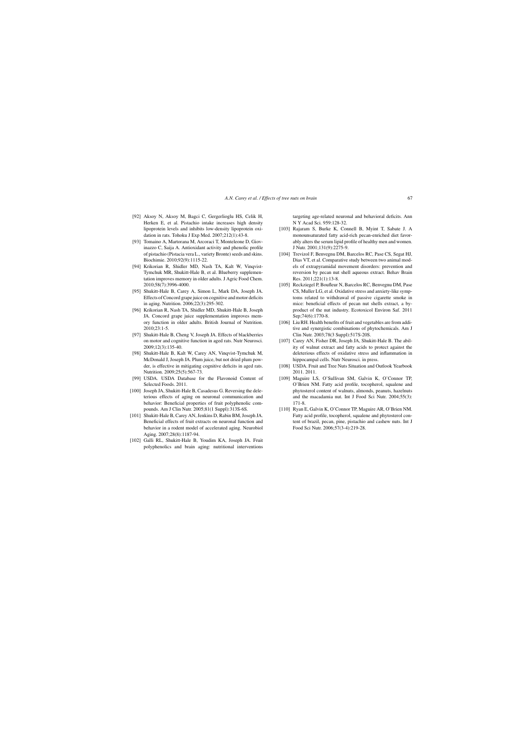[92] Aksoy N, Aksoy M, Bagci C, Gergerlioglu HS, Celik H, Herken E, et al. Pistachio intake increases high density lipoprotein levels and inhibits low-density lipoprotein oxidation in rats. Tohoku J Exp Med. 2007;212(1):43-8.

[93] Tomaino A, Martorana M, Arcoraci T, Monteleone D, Giovinazzo C, Saija A. Antioxidant activity and phenolic profile of pistachio (Pistacia vera L., variety Bronte) seeds and skins. Biochimie. 2010;92(9):1115-22.

[94] Krikorian R, Shidler MD, Nash TA, Kalt W, Vinqvist-Tymchuk MR, Shukitt-Hale B, et al. Blueberry supplementation improves memory in older adults. J Agric Food Chem. 2010;58(7):3996-4000.

[95] Shukitt-Hale B, Carey A, Simon L, Mark DA, Joseph JA. Effects of Concord grape juice on cognitive and motor deficits in aging. Nutrition. 2006;22(3):295-302.

[96] Krikorian R, Nash TA, Shidler MD, Shukitt-Hale B, Joseph JA. Concord grape juice supplementation improves memory function in older adults. British Journal of Nutrition. 2010;23:1-5.

[97] Shukitt-Hale B, Cheng V, Joseph JA. Effects of blackberries on motor and cognitive function in aged rats. Nutr Neurosci. 2009;12(3):135-40.

[98] Shukitt-Hale B, Kalt W, Carey AN, Vinqvist-Tymchuk M, McDonald J, Joseph JA. Plum juice, but not dried plum powder, is effective in mitigating cognitive deficits in aged rats. Nutrition. 2009;25(5):567-73.

[99] USDA. USDA Database for the Flavonoid Content of Selected Foods. 2011.

[100] Joseph JA, Shukitt-Hale B, Casadesus G. Reversing the deleterious effects of aging on neuronal communication and behavior: Beneficial properties of fruit polyphenolic compounds. Am J Clin Nutr. 2005;81(1 Suppl):313S-6S.

[101] Shukitt-Hale B, Carey AN, Jenkins D, Rabin BM, Joseph JA. Beneficial effects of fruit extracts on neuronal function and behavior in a rodent model of accelerated aging. Neurobiol Aging. 2007;28(8):1187-94.

[102] Galli RL, Shukitt-Hale B, Youdim KA, Joseph JA. Fruit polyphenolics and brain aging: nutritional interventions targeting age-related neuronal and behavioral deficits. Ann N Y Acad Sci. 959:128-32.

[103] Rajaram S, Burke K, Connell B, Myint T, Sabate J. A monounsaturated fatty acid-rich pecan-enriched diet favorably alters the serum lipid profile of healthy men and women. J Nutr. 2001;131(9):2275-9.

[104] Trevizol F, Benvegnu DM, Barcelos RC, Pase CS, Segat HJ, Dias VT, et al. Comparative study between two animal models of extrapyramidal movement disorders: prevention and reversion by pecan nut shell aqueous extract. Behav Brain Res. 2011;221(1):13-8.

[105] Reckziegel P, Boufleur N, Barcelos RC, Benvegnu DM, Pase CS, Muller LG, et al. Oxidative stress and anxiety-like symptoms related to withdrawal of passive cigarette smoke in mice: beneficial effects of pecan nut shells extract, a byproduct of the nut industry. Ecotoxicol Environ Saf. 2011 Sep;74(6):1770-8.

[106] Liu RH. Health benefits of fruit and vegetables are from additive and synergistic combinations of phytochemicals. Am J Clin Nutr. 2003;78(3 Suppl):517S-20S.

[107] Carey AN, Fisher DR, Joseph JA, Shukitt-Hale B. The ability of walnut extract and fatty acids to protect against the deleterious effects of oxidative stress and inflammation in hippocampal cells. Nutr Neurosci. in press.

[108] USDA. Fruit and Tree Nuts Situation and Outlook Yearbook 2011. 2011.

[109] Maguire LS, O'Sullivan SM, Galvin K, O'Connor TP, O'Brien NM. Fatty acid profile, tocopherol, squalene and phytosterol content of walnuts, almonds, peanuts, hazelnuts and the macadamia nut. Int J Food Sci Nutr. 2004;55(3):171-8.

[110] Ryan E, Galvin K, O'Connor TP, Maguire AR, O'Brien NM. Fatty acid profile, tocopherol, squalene and phytosterol content of brazil, pecan, pine, pistachio and cashew nuts. Int J Food Sci Nutr. 2006;57(3-4):219-28.